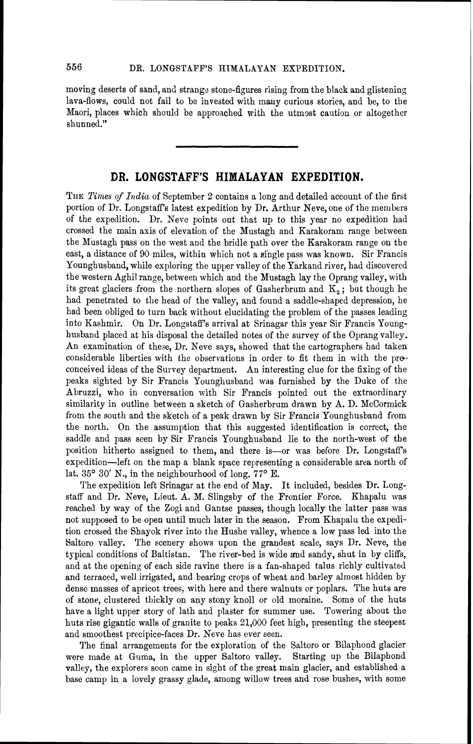moving deserts of sand, and strange stone-figures rising from the black and glistening lava-flows, could not fail to be invested with many curious stories, and be, to the Maori, places which should be approached with the utmost caution or altogether shunned."

## DR. LONGSTAFF'S HIMALAYAN EXPEDITION.

The *Times of India* of September 2 contains a long and detailed account of the first portion of Dr. Longstaff's latest expedition by Dr. Arthur Neve, one of the members of the expedition. Dr. Neve points out that up to this year no expedition had crossed the main axis of elevation of the Mustagh and Karakoram range between the Mustagh pass on the west and the bridle path over the Karakoram range on the east, a distance of 90 miles, within which not a single pass was known. Sir Francis Younghusband, while exploring the upper valley of the Yarkand river, had discovered the western Aghil range, between which and the Mustagh lay the Oprang valley, with its great glaciers from the northern slopes of Gasherbrum and $K_2$; but though he had penetrated to the head of the valley, and found a saddle-shaped depression, he had been obliged to turn back without elucidating the problem of the passes leading into Kashmir. On Dr. Longstaff's arrival at Srinagar this year Sir Francis Younghusband placed at his disposal the detailed notes of the survey of the Oprang valley. An examination of these, Dr. Neve says, showed that the cartographers had taken considerable liberties with the observations in order to fit them in with the preconceived ideas of the Survey department. An interesting clue for the fixing of the peaks sighted by Sir Francis Younghusband was furnished by the Duke of the Abruzzi, who in conversation with Sir Francis pointed out the extraordinary similarity in outline between a sketch of Gasherbrum drawn by A. D. McCormick from the south and the sketch of a peak drawn by Sir Francis Younghusband from the north. On the assumption that this suggested identification is correct, the saddle and pass seen by Sir Francis Younghusband lie to the north-west of the position hitherto assigned to them, and there is—or was before Dr. Longstaff's expedition—left on the map a blank space representing a considerable area north of lat. 35° 30′ N., in the neighbourhood of long. 77° E.

The expedition left Srinagar at the end of May. It included, besides Dr. Longstaff and Dr. Neve, Lieut. A. M. Slingsby of the Frontier Force. Khapalu was reached by way of the Zogi and Gantse passes, though locally the latter pass was not supposed to be open until much later in the season. From Khapalu the expedition crossed the Shayok river into the Hushe valley, whence a low pass led into the Saltoro valley. The scenery shows upon the grandest scale, says Dr. Neve, the typical conditions of Baltistan. The river-bed is wide and sandy, shut in by cliffs, and at the opening of each side ravine there is a fan-shaped talus richly cultivated and terraced, well irrigated, and bearing crops of wheat and barley almost hidden by dense masses of apricot trees, with here and there walnuts or poplars. The huts are of stone, clustered thickly on any stony knoll or old moraine. Some of the huts have a light upper story of lath and plaster for summer use. Towering about the huts rise gigantic walls of granite to peaks 21,000 feet high, presenting the steepest and smoothest precipice-faces Dr. Neve has ever seen.

The final arrangements for the exploration of the Saltoro or Bilaphond glacier were made at Guma, in the upper Saltoro valley. Starting up the Bilaphond valley, the explorers soon came in sight of the great main glacier, and established a base camp in a lovely grassy glade, among willow trees and rose bushes, with some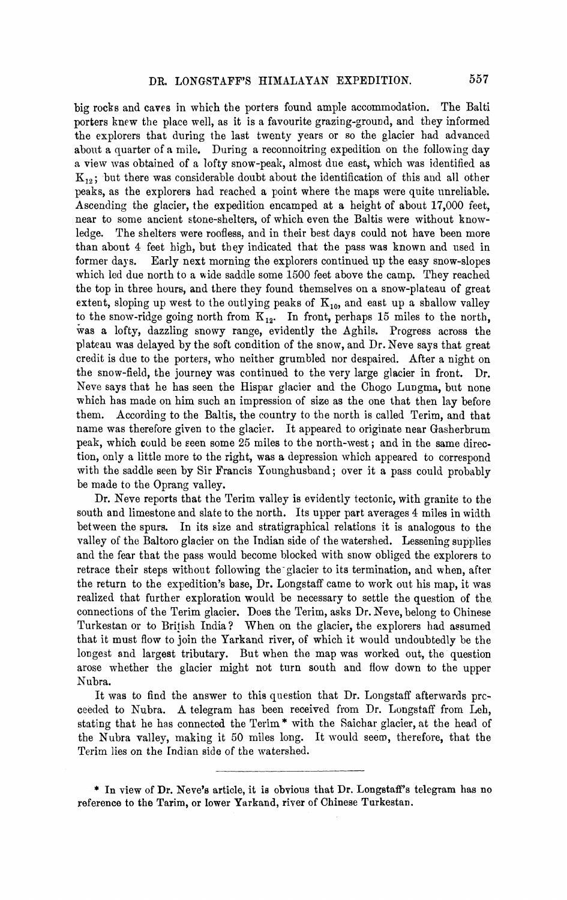big rocks and caves in which the porters found ample accommodation. The Balti porters knew the place well, as it is a favourite grazing-ground, and they informed the explorers that during the last twenty years or so the glacier had advanced about a quarter of a mile. During a reconnoitring expedition on the following day a view was obtained of a lofty snow-peak, almost due east, which was identified as $K_{12}$; but there was considerable doubt about the identification of this and all other peaks, as the explorers had reached a point where the maps were quite unreliable. Ascending the glacier, the expedition encamped at a height of about 17,000 feet, near to some ancient stone-shelters, of which even the Baltis were without knowledge. The shelters were roofless, and in their best days could not have been more than about 4 feet high, but they indicated that the pass was known and used in former days. Early next morning the explorers continued up the easy snow-slopes which led due north to a wide saddle some 1500 feet above the camp. They reached the top in three hours, and there they found themselves on a snow-plateau of great extent, sloping up west to the outlying peaks of $K_{10}$, and east up a shallow valley to the snow-ridge going north from $K_{12}$. In front, perhaps 15 miles to the north, was a lofty, dazzling snowy range, evidently the Aghils. Progress across the plateau was delayed by the soft condition of the snow, and Dr. Neve says that great credit is due to the porters, who neither grumbled nor despaired. After a night on the snow-field, the journey was continued to the very large glacier in front. Dr. Neve says that he has seen the Hispar glacier and the Chogo Lungma, but none which has made on him such an impression of size as the one that then lay before them. According to the Baltis, the country to the north is called Terim, and that name was therefore given to the glacier. It appeared to originate near Gasherbrum peak, which could be seen some 25 miles to the north-west; and in the same direction, only a little more to the right, was a depression which appeared to correspond with the saddle seen by Sir Francis Younghusband; over it a pass could probably be made to the Oprang valley.

Dr. Neve reports that the Terim valley is evidently tectonic, with granite to the south and limestone and slate to the north. Its upper part averages 4 miles in width between the spurs. In its size and stratigraphical relations it is analogous to the valley of the Baltoro glacier on the Indian side of the watershed. Lessening supplies and the fear that the pass would become blocked with snow obliged the explorers to retrace their steps without following the glacier to its termination, and when, after the return to the expedition's base, Dr. Longstaff came to work out his map, it was realized that further exploration would be necessary to settle the question of the connections of the Terim glacier. Does the Terim, asks Dr. Neve, belong to Chinese Turkestan or to British India? When on the glacier, the explorers had assumed that it must flow to join the Yarkand river, of which it would undoubtedly be the longest and largest tributary. But when the map was worked out, the question arose whether the glacier might not turn south and flow down to the upper Nubra.

It was to find the answer to this question that Dr. Longstaff afterwards proceeded to Nubra. A telegram has been received from Dr. Longstaff from Leh, stating that he has connected the Terim* with the Saichar glacier, at the head of the Nubra valley, making it 50 miles long. It would seem, therefore, that the Terim lies on the Indian side of the watershed.

---

* In view of Dr. Neve's article, it is obvious that Dr. Longstaff's telegram has no reference to the Tarim, or lower Yarkand, river of Chinese Turkestan.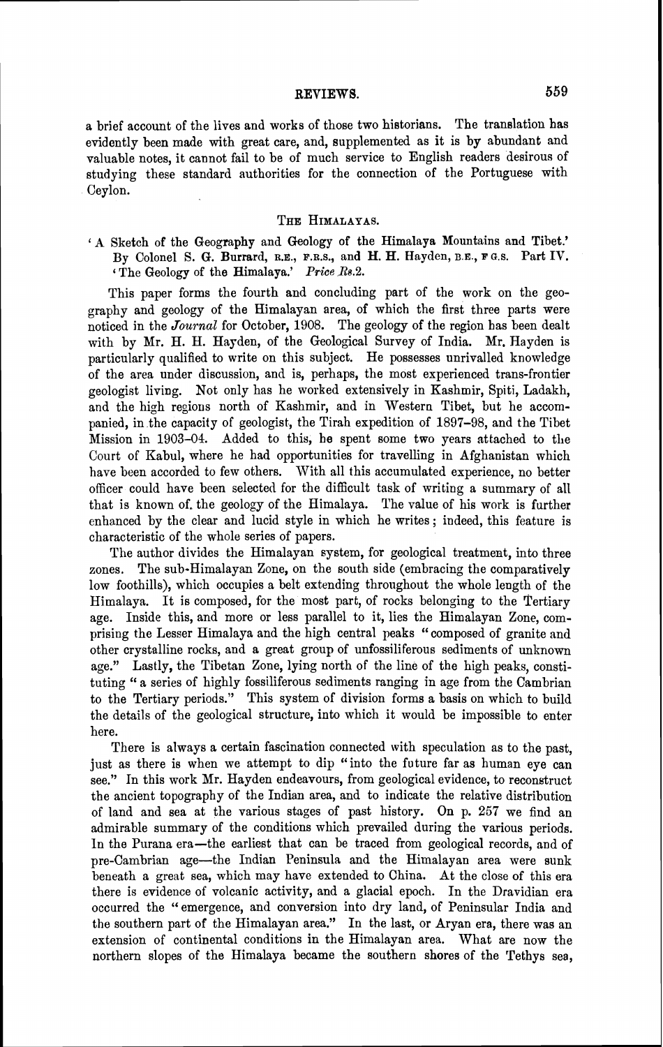a brief account of the lives and works of those two historians. The translation has evidently been made with great care, and, supplemented as it is by abundant and valuable notes, it cannot fail to be of much service to English readers desirous of studying these standard authorities for the connection of the Portuguese with Ceylon.

## The Himalayas.

'A Sketch of the Geography and Geology of the Himalaya Mountains and Tibet.' By Colonel S. G. **Burrard**, R.E., F.R.S., and H. H. Hayden, B.E., F.G.S. Part IV. 'The Geology of the Himalaya.' *Price Rs.2.*

This paper forms the fourth and concluding part of the work on the geography and geology of the Himalayan area, of which the first three parts were noticed in the *Journal* for October, 1908. The geology of the region has been dealt with by Mr. H. H. Hayden, of the Geological Survey of India. Mr. Hayden is particularly qualified to write on this subject. He possesses unrivalled knowledge of the area under discussion, and is, perhaps, the most experienced trans-frontier geologist living. Not only has he worked extensively in Kashmir, Spiti, Ladakh, and the high regions north of Kashmir, and in Western Tibet, but he accompanied, in the capacity of geologist, the Tirah expedition of 1897–98, and the Tibet Mission in 1903–04. Added to this, he spent some two years attached to the Court of Kabul, where he had opportunities for travelling in Afghanistan which have been accorded to few others. With all this accumulated experience, no better officer could have been selected for the difficult task of writing a summary of all that is known of the geology of the Himalaya. The value of his work is further enhanced by the clear and lucid style in which he writes; indeed, this feature is characteristic of the whole series of papers.

The author divides the Himalayan system, for geological treatment, into three zones. The sub-Himalayan Zone, on the south side (embracing the comparatively low foothills), which occupies a belt extending throughout the whole length of the Himalaya. It is composed, for the most part, of rocks belonging to the Tertiary age. Inside this, and more or less parallel to it, lies the Himalayan Zone, comprising the Lesser Himalaya and the high central peaks "composed of granite and other crystalline rocks, and a great group of unfossiliferous sediments of unknown age." Lastly, the Tibetan Zone, lying north of the line of the high peaks, constituting "a series of highly fossiliferous sediments ranging in age from the Cambrian to the Tertiary periods." This system of division forms a basis on which to build the details of the geological structure, into which it would be impossible to enter here.

There is always a certain fascination connected with speculation as to the past, just as there is when we attempt to dip "into the future far as human eye can see." In this work Mr. Hayden endeavours, from geological evidence, to reconstruct the ancient topography of the Indian area, and to indicate the relative distribution of land and sea at the various stages of past history. On p. 257 we find an admirable summary of the conditions which prevailed during the various periods. In the Purana era—the earliest that can be traced from geological records, and of pre-Cambrian age—the Indian Peninsula and the Himalayan area were sunk beneath a great sea, which may have extended to China. At the close of this era there is evidence of volcanic activity, and a glacial epoch. In the Dravidian era occurred the "emergence, and conversion into dry land, of Peninsular India and the southern part of the Himalayan area." In the last, or Aryan era, there was an extension of continental conditions in the Himalayan area. What are now the northern slopes of the Himalaya became the southern shores of the Tethys sea,